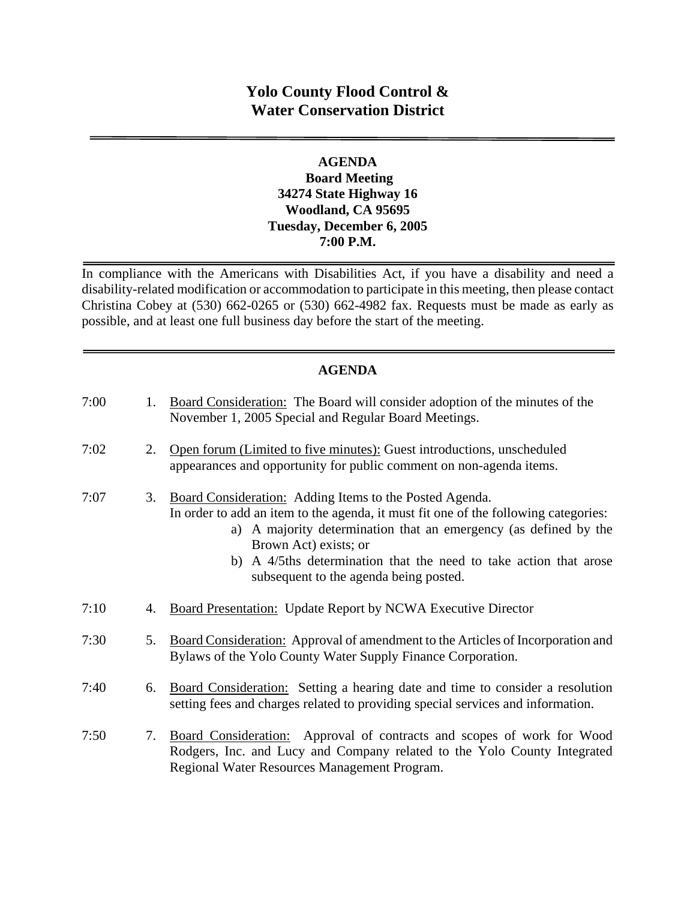# Yolo County Flood Control & Water Conservation District

---

**AGENDA**
**Board Meeting**
**34274 State Highway 16**
**Woodland, CA 95695**
**Tuesday, December 6, 2005**
**7:00 P.M.**

---

In compliance with the Americans with Disabilities Act, if you have a disability and need a disability-related modification or accommodation to participate in this meeting, then please contact Christina Cobey at (530) 662-0265 or (530) 662-4982 fax. Requests must be made as early as possible, and at least one full business day before the start of the meeting.

---

## AGENDA

7:00 1. Board Consideration: The Board will consider adoption of the minutes of the November 1, 2005 Special and Regular Board Meetings.

7:02 2. Open forum (Limited to five minutes): Guest introductions, unscheduled appearances and opportunity for public comment on non-agenda items.

7:07 3. Board Consideration: Adding Items to the Posted Agenda.
In order to add an item to the agenda, it must fit one of the following categories:
  a) A majority determination that an emergency (as defined by the Brown Act) exists; or
  b) A 4/5ths determination that the need to take action that arose subsequent to the agenda being posted.

7:10 4. Board Presentation: Update Report by NCWA Executive Director

7:30 5. Board Consideration: Approval of amendment to the Articles of Incorporation and Bylaws of the Yolo County Water Supply Finance Corporation.

7:40 6. Board Consideration: Setting a hearing date and time to consider a resolution setting fees and charges related to providing special services and information.

7:50 7. Board Consideration: Approval of contracts and scopes of work for Wood Rodgers, Inc. and Lucy and Company related to the Yolo County Integrated Regional Water Resources Management Program.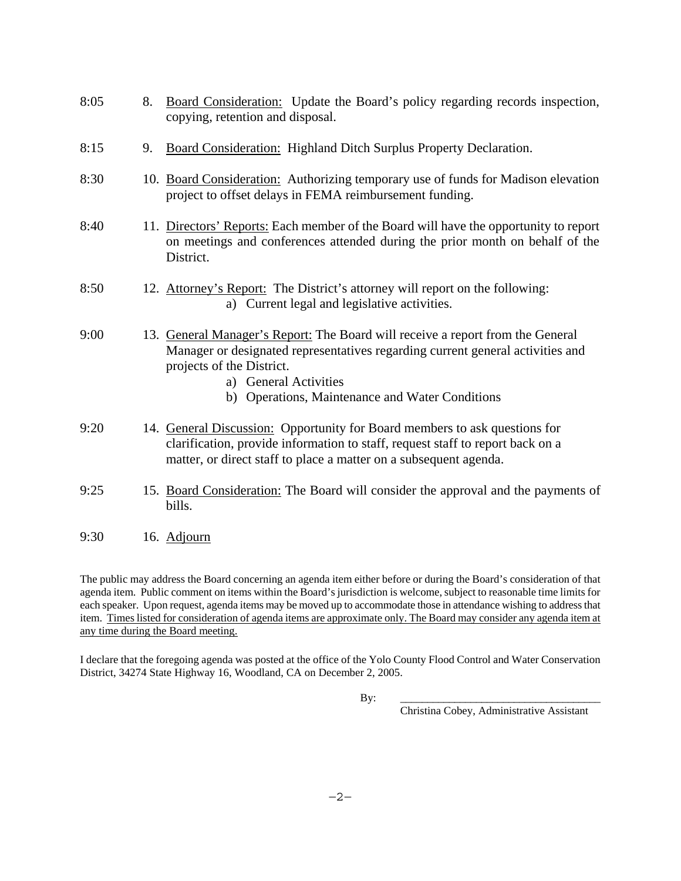8:05 8. <u>Board Consideration:</u> Update the Board's policy regarding records inspection, copying, retention and disposal.

8:15 9. <u>Board Consideration:</u> Highland Ditch Surplus Property Declaration.

8:30 10. <u>Board Consideration:</u> Authorizing temporary use of funds for Madison elevation project to offset delays in FEMA reimbursement funding.

8:40 11. <u>Directors' Reports:</u> Each member of the Board will have the opportunity to report on meetings and conferences attended during the prior month on behalf of the District.

8:50 12. <u>Attorney's Report:</u> The District's attorney will report on the following:
   a) Current legal and legislative activities.

9:00 13. <u>General Manager's Report:</u> The Board will receive a report from the General Manager or designated representatives regarding current general activities and projects of the District.
   a) General Activities
   b) Operations, Maintenance and Water Conditions

9:20 14. <u>General Discussion:</u> Opportunity for Board members to ask questions for clarification, provide information to staff, request staff to report back on a matter, or direct staff to place a matter on a subsequent agenda.

9:25 15. <u>Board Consideration:</u> The Board will consider the approval and the payments of bills.

9:30 16. <u>Adjourn</u>

The public may address the Board concerning an agenda item either before or during the Board's consideration of that agenda item. Public comment on items within the Board's jurisdiction is welcome, subject to reasonable time limits for each speaker. Upon request, agenda items may be moved up to accommodate those in attendance wishing to address that item. <u>Times listed for consideration of agenda items are approximate only. The Board may consider any agenda item at any time during the Board meeting.</u>

I declare that the foregoing agenda was posted at the office of the Yolo County Flood Control and Water Conservation District, 34274 State Highway 16, Woodland, CA on December 2, 2005.

By: ____________________________________
Christina Cobey, Administrative Assistant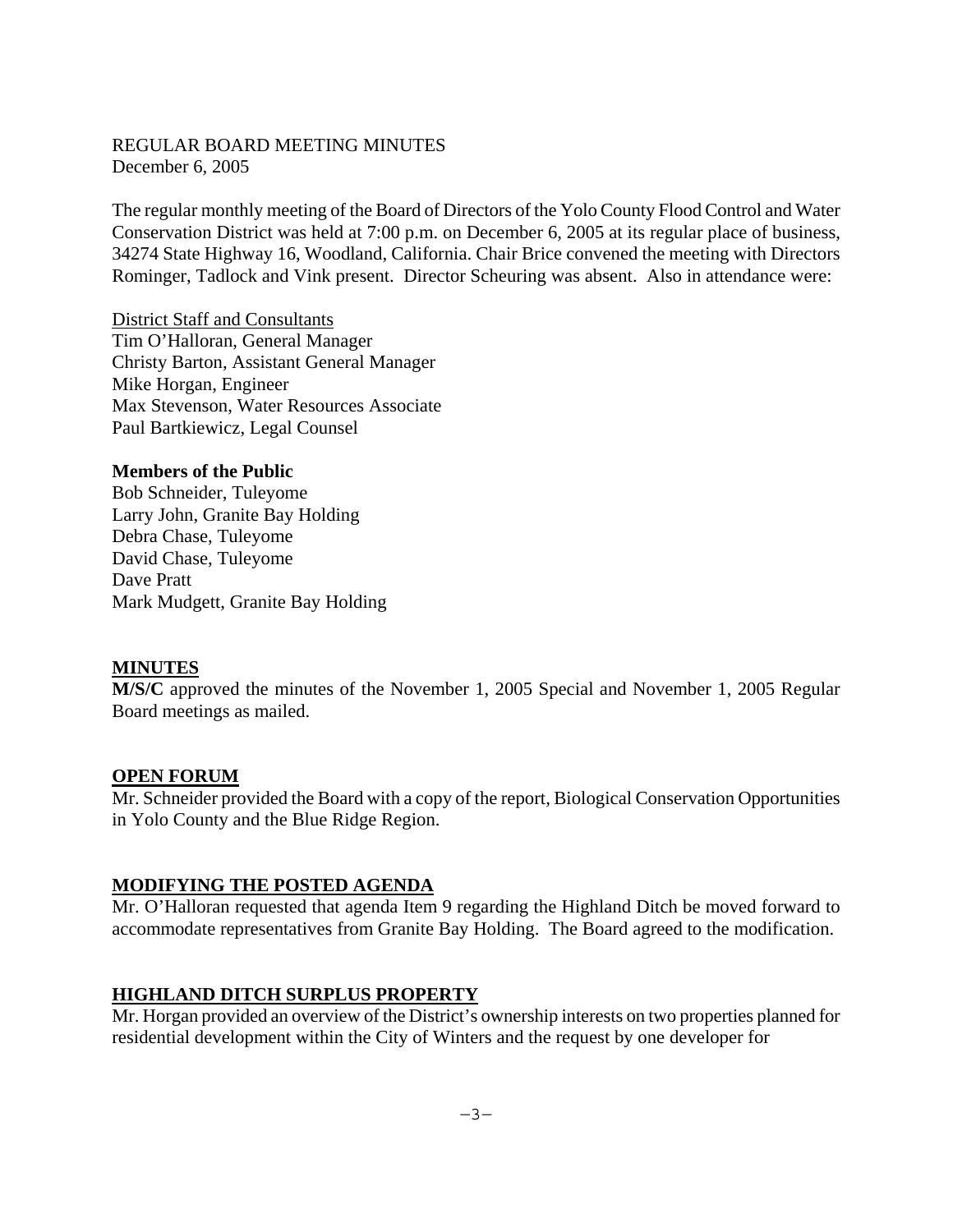# REGULAR BOARD MEETING MINUTES

December 6, 2005

The regular monthly meeting of the Board of Directors of the Yolo County Flood Control and Water Conservation District was held at 7:00 p.m. on December 6, 2005 at its regular place of business, 34274 State Highway 16, Woodland, California. Chair Brice convened the meeting with Directors Rominger, Tadlock and Vink present. Director Scheuring was absent. Also in attendance were:

District Staff and Consultants

Tim O'Halloran, General Manager
Christy Barton, Assistant General Manager
Mike Horgan, Engineer
Max Stevenson, Water Resources Associate
Paul Bartkiewicz, Legal Counsel

**Members of the Public**

Bob Schneider, Tuleyome
Larry John, Granite Bay Holding
Debra Chase, Tuleyome
David Chase, Tuleyome
Dave Pratt
Mark Mudgett, Granite Bay Holding

## MINUTES

**M/S/C** approved the minutes of the November 1, 2005 Special and November 1, 2005 Regular Board meetings as mailed.

## OPEN FORUM

Mr. Schneider provided the Board with a copy of the report, Biological Conservation Opportunities in Yolo County and the Blue Ridge Region.

## MODIFYING THE POSTED AGENDA

Mr. O'Halloran requested that agenda Item 9 regarding the Highland Ditch be moved forward to accommodate representatives from Granite Bay Holding. The Board agreed to the modification.

## HIGHLAND DITCH SURPLUS PROPERTY

Mr. Horgan provided an overview of the District's ownership interests on two properties planned for residential development within the City of Winters and the request by one developer for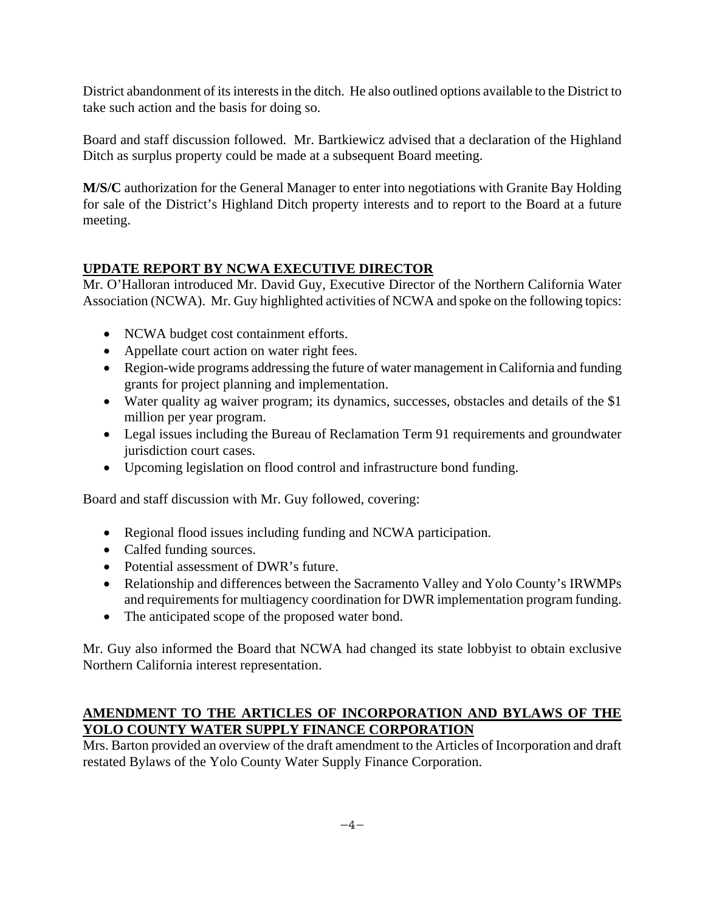District abandonment of its interests in the ditch. He also outlined options available to the District to take such action and the basis for doing so.

Board and staff discussion followed. Mr. Bartkiewicz advised that a declaration of the Highland Ditch as surplus property could be made at a subsequent Board meeting.

**M/S/C** authorization for the General Manager to enter into negotiations with Granite Bay Holding for sale of the District's Highland Ditch property interests and to report to the Board at a future meeting.

## UPDATE REPORT BY NCWA EXECUTIVE DIRECTOR

Mr. O'Halloran introduced Mr. David Guy, Executive Director of the Northern California Water Association (NCWA). Mr. Guy highlighted activities of NCWA and spoke on the following topics:

- NCWA budget cost containment efforts.
- Appellate court action on water right fees.
- Region-wide programs addressing the future of water management in California and funding grants for project planning and implementation.
- Water quality ag waiver program; its dynamics, successes, obstacles and details of the $1 million per year program.
- Legal issues including the Bureau of Reclamation Term 91 requirements and groundwater jurisdiction court cases.
- Upcoming legislation on flood control and infrastructure bond funding.

Board and staff discussion with Mr. Guy followed, covering:

- Regional flood issues including funding and NCWA participation.
- Calfed funding sources.
- Potential assessment of DWR's future.
- Relationship and differences between the Sacramento Valley and Yolo County's IRWMPs and requirements for multiagency coordination for DWR implementation program funding.
- The anticipated scope of the proposed water bond.

Mr. Guy also informed the Board that NCWA had changed its state lobbyist to obtain exclusive Northern California interest representation.

## AMENDMENT TO THE ARTICLES OF INCORPORATION AND BYLAWS OF THE YOLO COUNTY WATER SUPPLY FINANCE CORPORATION

Mrs. Barton provided an overview of the draft amendment to the Articles of Incorporation and draft restated Bylaws of the Yolo County Water Supply Finance Corporation.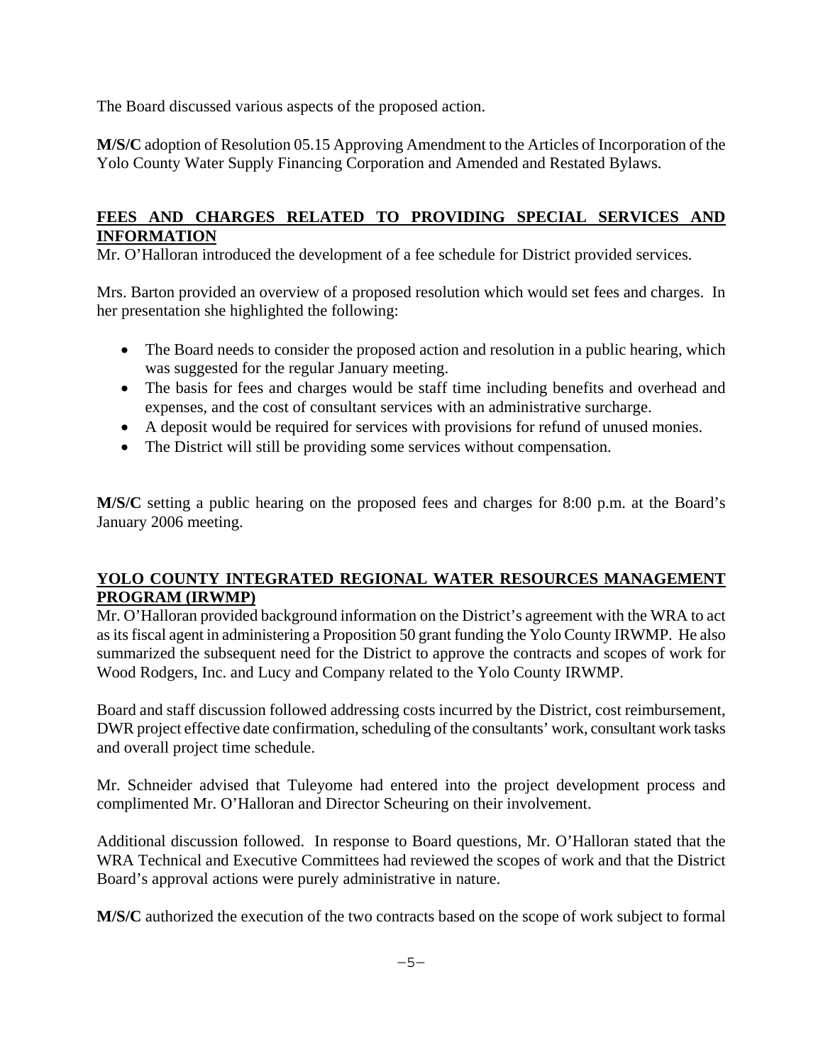The Board discussed various aspects of the proposed action.

**M/S/C** adoption of Resolution 05.15 Approving Amendment to the Articles of Incorporation of the Yolo County Water Supply Financing Corporation and Amended and Restated Bylaws.

## FEES AND CHARGES RELATED TO PROVIDING SPECIAL SERVICES AND INFORMATION

Mr. O'Halloran introduced the development of a fee schedule for District provided services.

Mrs. Barton provided an overview of a proposed resolution which would set fees and charges. In her presentation she highlighted the following:

- The Board needs to consider the proposed action and resolution in a public hearing, which was suggested for the regular January meeting.
- The basis for fees and charges would be staff time including benefits and overhead and expenses, and the cost of consultant services with an administrative surcharge.
- A deposit would be required for services with provisions for refund of unused monies.
- The District will still be providing some services without compensation.

**M/S/C** setting a public hearing on the proposed fees and charges for 8:00 p.m. at the Board's January 2006 meeting.

## YOLO COUNTY INTEGRATED REGIONAL WATER RESOURCES MANAGEMENT PROGRAM (IRWMP)

Mr. O'Halloran provided background information on the District's agreement with the WRA to act as its fiscal agent in administering a Proposition 50 grant funding the Yolo County IRWMP. He also summarized the subsequent need for the District to approve the contracts and scopes of work for Wood Rodgers, Inc. and Lucy and Company related to the Yolo County IRWMP.

Board and staff discussion followed addressing costs incurred by the District, cost reimbursement, DWR project effective date confirmation, scheduling of the consultants' work, consultant work tasks and overall project time schedule.

Mr. Schneider advised that Tuleyome had entered into the project development process and complimented Mr. O'Halloran and Director Scheuring on their involvement.

Additional discussion followed. In response to Board questions, Mr. O'Halloran stated that the WRA Technical and Executive Committees had reviewed the scopes of work and that the District Board's approval actions were purely administrative in nature.

**M/S/C** authorized the execution of the two contracts based on the scope of work subject to formal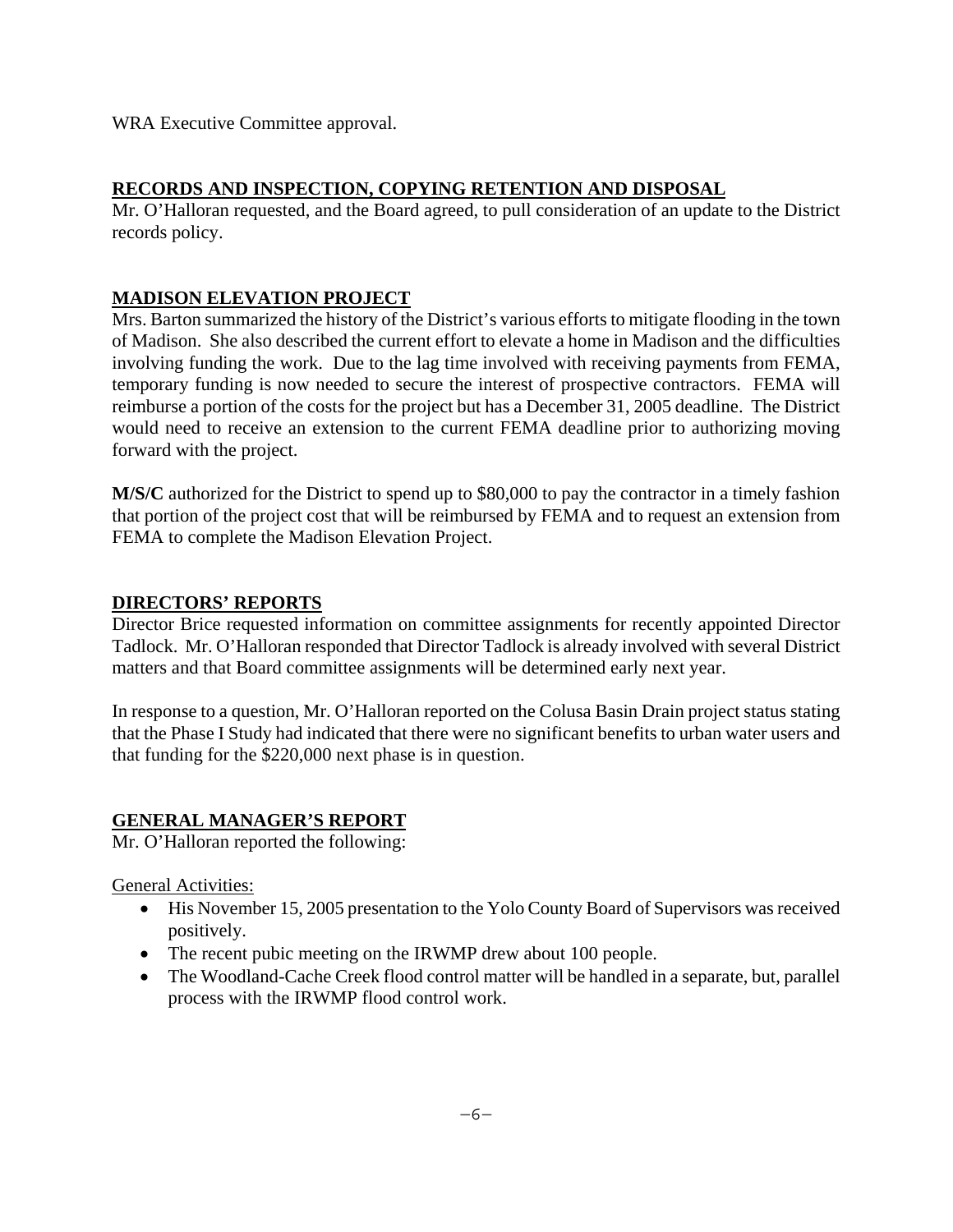WRA Executive Committee approval.

## RECORDS AND INSPECTION, COPYING RETENTION AND DISPOSAL

Mr. O'Halloran requested, and the Board agreed, to pull consideration of an update to the District records policy.

## MADISON ELEVATION PROJECT

Mrs. Barton summarized the history of the District's various efforts to mitigate flooding in the town of Madison. She also described the current effort to elevate a home in Madison and the difficulties involving funding the work. Due to the lag time involved with receiving payments from FEMA, temporary funding is now needed to secure the interest of prospective contractors. FEMA will reimburse a portion of the costs for the project but has a December 31, 2005 deadline. The District would need to receive an extension to the current FEMA deadline prior to authorizing moving forward with the project.

**M/S/C** authorized for the District to spend up to $80,000 to pay the contractor in a timely fashion that portion of the project cost that will be reimbursed by FEMA and to request an extension from FEMA to complete the Madison Elevation Project.

## DIRECTORS' REPORTS

Director Brice requested information on committee assignments for recently appointed Director Tadlock. Mr. O'Halloran responded that Director Tadlock is already involved with several District matters and that Board committee assignments will be determined early next year.

In response to a question, Mr. O'Halloran reported on the Colusa Basin Drain project status stating that the Phase I Study had indicated that there were no significant benefits to urban water users and that funding for the $220,000 next phase is in question.

## GENERAL MANAGER'S REPORT

Mr. O'Halloran reported the following:

General Activities:

- His November 15, 2005 presentation to the Yolo County Board of Supervisors was received positively.
- The recent pubic meeting on the IRWMP drew about 100 people.
- The Woodland-Cache Creek flood control matter will be handled in a separate, but, parallel process with the IRWMP flood control work.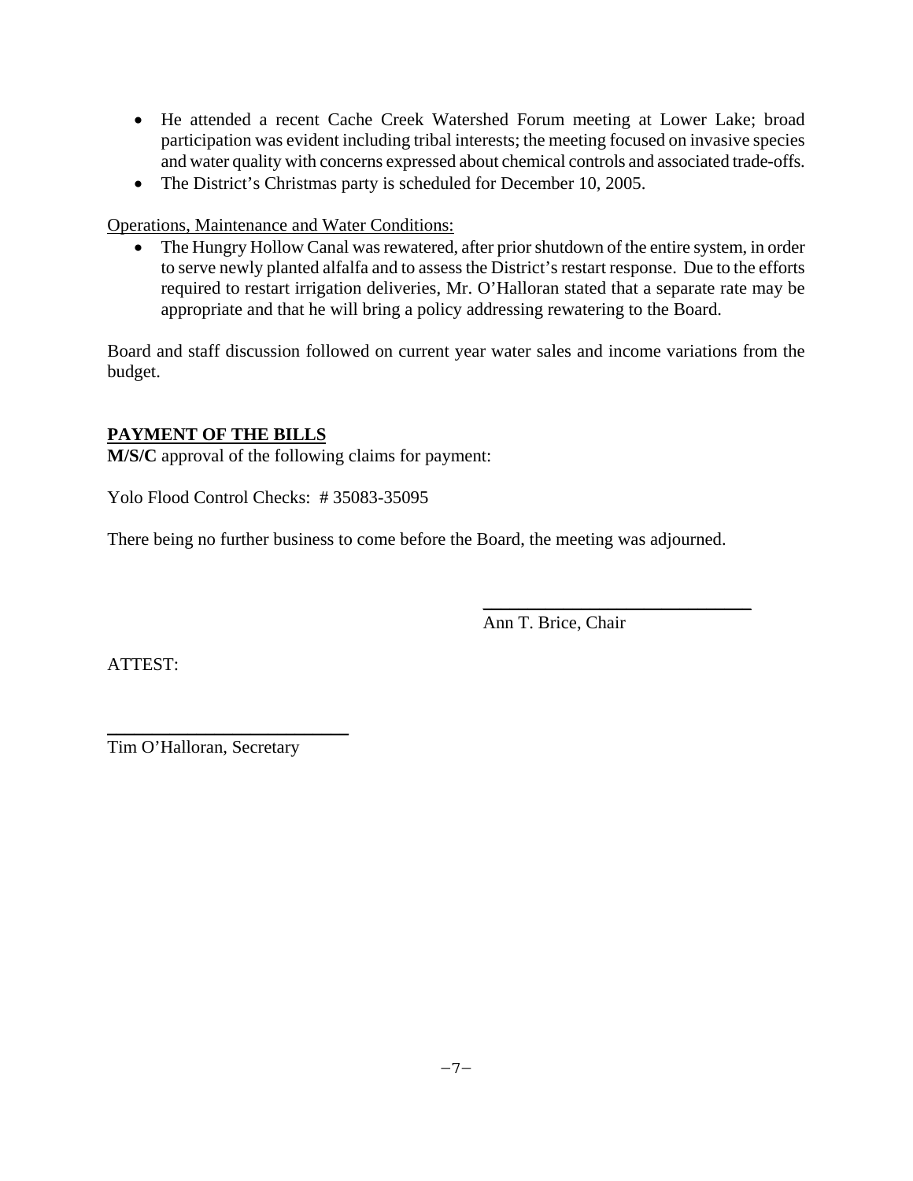- He attended a recent Cache Creek Watershed Forum meeting at Lower Lake; broad participation was evident including tribal interests; the meeting focused on invasive species and water quality with concerns expressed about chemical controls and associated trade-offs.
- The District's Christmas party is scheduled for December 10, 2005.

Operations, Maintenance and Water Conditions:

- The Hungry Hollow Canal was rewatered, after prior shutdown of the entire system, in order to serve newly planted alfalfa and to assess the District's restart response. Due to the efforts required to restart irrigation deliveries, Mr. O'Halloran stated that a separate rate may be appropriate and that he will bring a policy addressing rewatering to the Board.

Board and staff discussion followed on current year water sales and income variations from the budget.

## PAYMENT OF THE BILLS

**M/S/C** approval of the following claims for payment:

Yolo Flood Control Checks: # 35083-35095

There being no further business to come before the Board, the meeting was adjourned.

Ann T. Brice, Chair

ATTEST:

Tim O'Halloran, Secretary